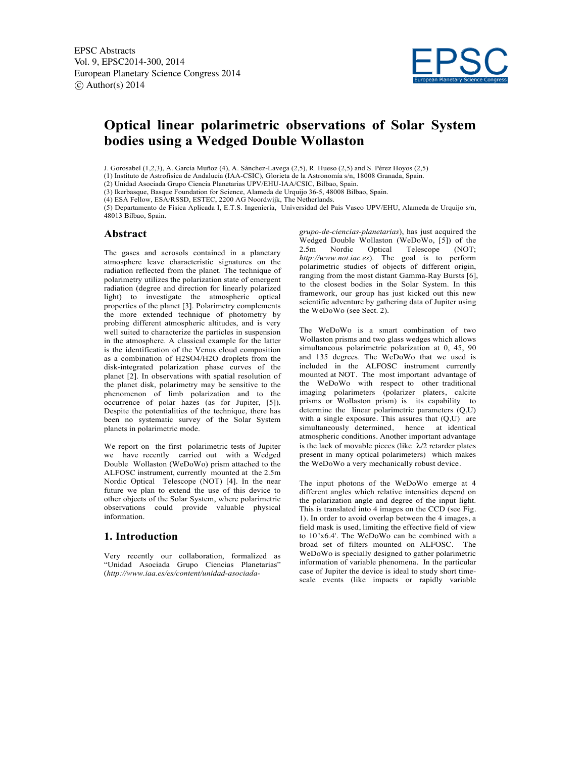EPSC Abstracts
Vol. 9, EPSC2014-300, 2014
European Planetary Science Congress 2014
© Author(s) 2014

# Optical linear polarimetric observations of Solar System bodies using a Wedged Double Wollaston

J. Gorosabel (1,2,3), A. García Muñoz (4), A. Sánchez-Lavega (2,5), R. Hueso (2,5) and S. Pérez Hoyos (2,5)

(1) Instituto de Astrofísica de Andalucía (IAA-CSIC), Glorieta de la Astronomía s/n, 18008 Granada, Spain.
(2) Unidad Asociada Grupo Ciencia Planetarias UPV/EHU-IAA/CSIC, Bilbao, Spain.
(3) Ikerbasque, Basque Foundation for Science, Alameda de Urquijo 36-5, 48008 Bilbao, Spain.
(4) ESA Fellow, ESA/RSSD, ESTEC, 2200 AG Noordwijk, The Netherlands.
(5) Departamento de Física Aplicada I, E.T.S. Ingeniería, Universidad del Pais Vasco UPV/EHU, Alameda de Urquijo s/n, 48013 Bilbao, Spain.

## Abstract

The gases and aerosols contained in a planetary atmosphere leave characteristic signatures on the radiation reflected from the planet. The technique of polarimetry utilizes the polarization state of emergent radiation (degree and direction for linearly polarized light) to investigate the atmospheric optical properties of the planet [3]. Polarimetry complements the more extended technique of photometry by probing different atmospheric altitudes, and is very well suited to characterize the particles in suspension in the atmosphere. A classical example for the latter is the identification of the Venus cloud composition as a combination of $H_2SO_4/H_2O$ droplets from the disk-integrated polarization phase curves of the planet [2]. In observations with spatial resolution of the planet disk, polarimetry may be sensitive to the phenomenon of limb polarization and to the occurrence of polar hazes (as for Jupiter, [5]). Despite the potentialities of the technique, there has been no systematic survey of the Solar System planets in polarimetric mode.

We report on the first polarimetric tests of Jupiter we have recently carried out with a Wedged Double Wollaston (WeDoWo) prism attached to the ALFOSC instrument, currently mounted at the 2.5m Nordic Optical Telescope (NOT) [4]. In the near future we plan to extend the use of this device to other objects of the Solar System, where polarimetric observations could provide valuable physical information.

## 1. Introduction

Very recently our collaboration, formalized as "Unidad Asociada Grupo Ciencias Planetarias" (*http://www.iaa.es/es/content/unidad-asociada-grupo-de-ciencias-planetarias*), has just acquired the Wedged Double Wollaston (WeDoWo, [5]) of the 2.5m Nordic Optical Telescope (NOT; *http://www.not.iac.es*). The goal is to perform polarimetric studies of objects of different origin, ranging from the most distant Gamma-Ray Bursts [6], to the closest bodies in the Solar System. In this framework, our group has just kicked out this new scientific adventure by gathering data of Jupiter using the WeDoWo (see Sect. 2).

The WeDoWo is a smart combination of two Wollaston prisms and two glass wedges which allows simultaneous polarimetric polarization at 0, 45, 90 and 135 degrees. The WeDoWo that we used is included in the ALFOSC instrument currently mounted at NOT. The most important advantage of the WeDoWo with respect to other traditional imaging polarimeters (polarizer platers, calcite prisms or Wollaston prism) is its capability to determine the linear polarimetric parameters (Q,U) with a single exposure. This assures that (Q,U) are simultaneously determined, hence at identical atmospheric conditions. Another important advantage is the lack of movable pieces (like $\lambda/2$ retarder plates present in many optical polarimeters) which makes the WeDoWo a very mechanically robust device.

The input photons of the WeDoWo emerge at 4 different angles which relative intensities depend on the polarization angle and degree of the input light. This is translated into 4 images on the CCD (see Fig. 1). In order to avoid overlap between the 4 images, a field mask is used, limiting the effective field of view to 10"x6.4'. The WeDoWo can be combined with a broad set of filters mounted on ALFOSC. The WeDoWo is specially designed to gather polarimetric information of variable phenomena. In the particular case of Jupiter the device is ideal to study short time-scale events (like impacts or rapidly variable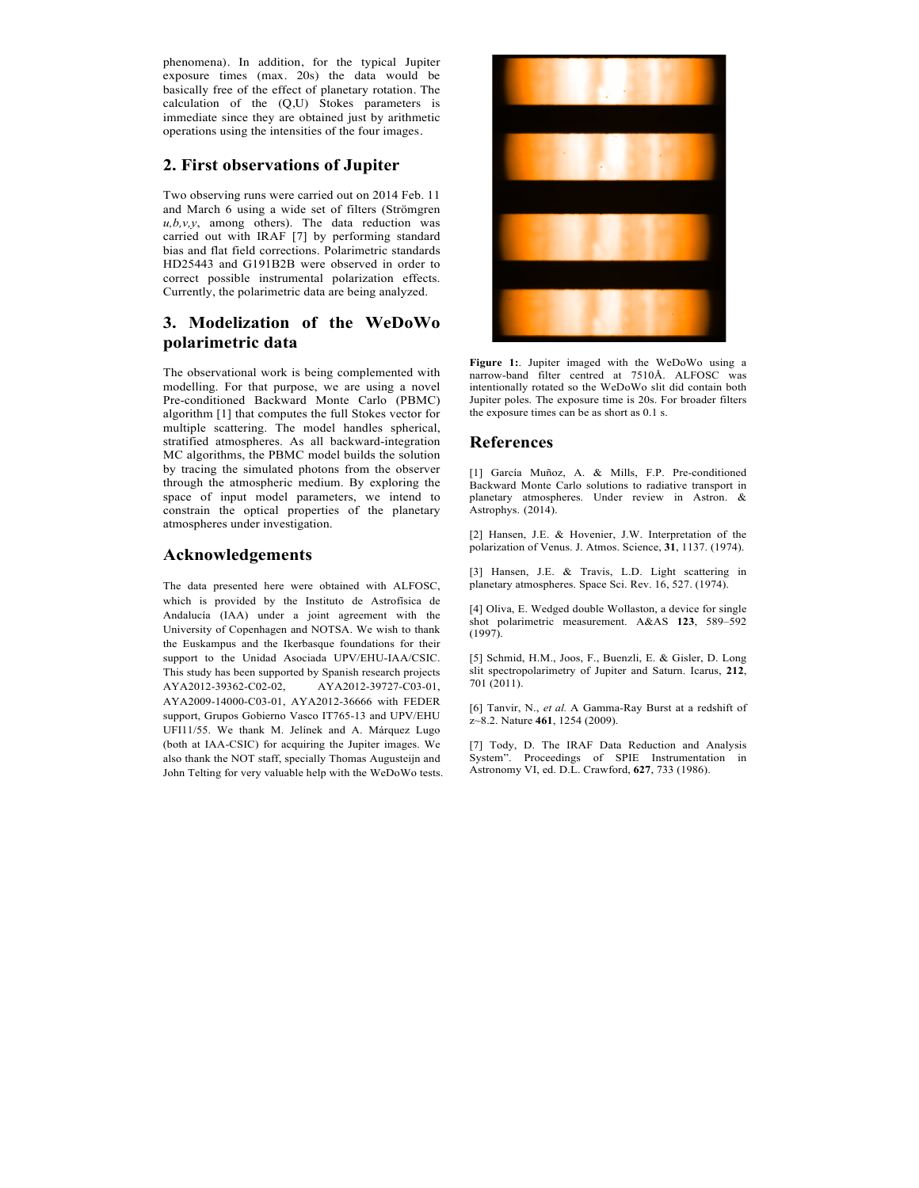phenomena). In addition, for the typical Jupiter exposure times (max. 20s) the data would be basically free of the effect of planetary rotation. The calculation of the (Q,U) Stokes parameters is immediate since they are obtained just by arithmetic operations using the intensities of the four images.

## 2. First observations of Jupiter

Two observing runs were carried out on 2014 Feb. 11 and March 6 using a wide set of filters (Strömgren *u,b,v,y*, among others). The data reduction was carried out with IRAF [7] by performing standard bias and flat field corrections. Polarimetric standards HD25443 and G191B2B were observed in order to correct possible instrumental polarization effects. Currently, the polarimetric data are being analyzed.

## 3. Modelization of the WeDoWo polarimetric data

The observational work is being complemented with modelling. For that purpose, we are using a novel Pre-conditioned Backward Monte Carlo (PBMC) algorithm [1] that computes the full Stokes vector for multiple scattering. The model handles spherical, stratified atmospheres. As all backward-integration MC algorithms, the PBMC model builds the solution by tracing the simulated photons from the observer through the atmospheric medium. By exploring the space of input model parameters, we intend to constrain the optical properties of the planetary atmospheres under investigation.

## Acknowledgements

The data presented here were obtained with ALFOSC, which is provided by the Instituto de Astrofísica de Andalucía (IAA) under a joint agreement with the University of Copenhagen and NOTSA. We wish to thank the Euskampus and the Ikerbasque foundations for their support to the Unidad Asociada UPV/EHU-IAA/CSIC. This study has been supported by Spanish research projects AYA2012-39362-C02-02, AYA2012-39727-C03-01, AYA2009-14000-C03-01, AYA2012-36666 with FEDER support, Grupos Gobierno Vasco IT765-13 and UPV/EHU UFI11/55. We thank M. Jelínek and A. Márquez Lugo (both at IAA-CSIC) for acquiring the Jupiter images. We also thank the NOT staff, specially Thomas Augusteijn and John Telting for very valuable help with the WeDoWo tests.

**Figure 1:**. Jupiter imaged with the WeDoWo using a narrow-band filter centred at 7510Å. ALFOSC was intentionally rotated so the WeDoWo slit did contain both Jupiter poles. The exposure time is 20s. For broader filters the exposure times can be as short as 0.1 s.

## References

[1] García Muñoz, A. & Mills, F.P. Pre-conditioned Backward Monte Carlo solutions to radiative transport in planetary atmospheres. Under review in Astron. & Astrophys. (2014).

[2] Hansen, J.E. & Hovenier, J.W. Interpretation of the polarization of Venus. J. Atmos. Science, **31**, 1137. (1974).

[3] Hansen, J.E. & Travis, L.D. Light scattering in planetary atmospheres. Space Sci. Rev. 16, 527. (1974).

[4] Oliva, E. Wedged double Wollaston, a device for single shot polarimetric measurement. A&AS **123**, 589–592 (1997).

[5] Schmid, H.M., Joos, F., Buenzli, E. & Gisler, D. Long slit spectropolarimetry of Jupiter and Saturn. Icarus, **212**, 701 (2011).

[6] Tanvir, N., *et al.* A Gamma-Ray Burst at a redshift of z~8.2. Nature **461**, 1254 (2009).

[7] Tody, D. The IRAF Data Reduction and Analysis System". Proceedings of SPIE Instrumentation in Astronomy VI, ed. D.L. Crawford, **627**, 733 (1986).